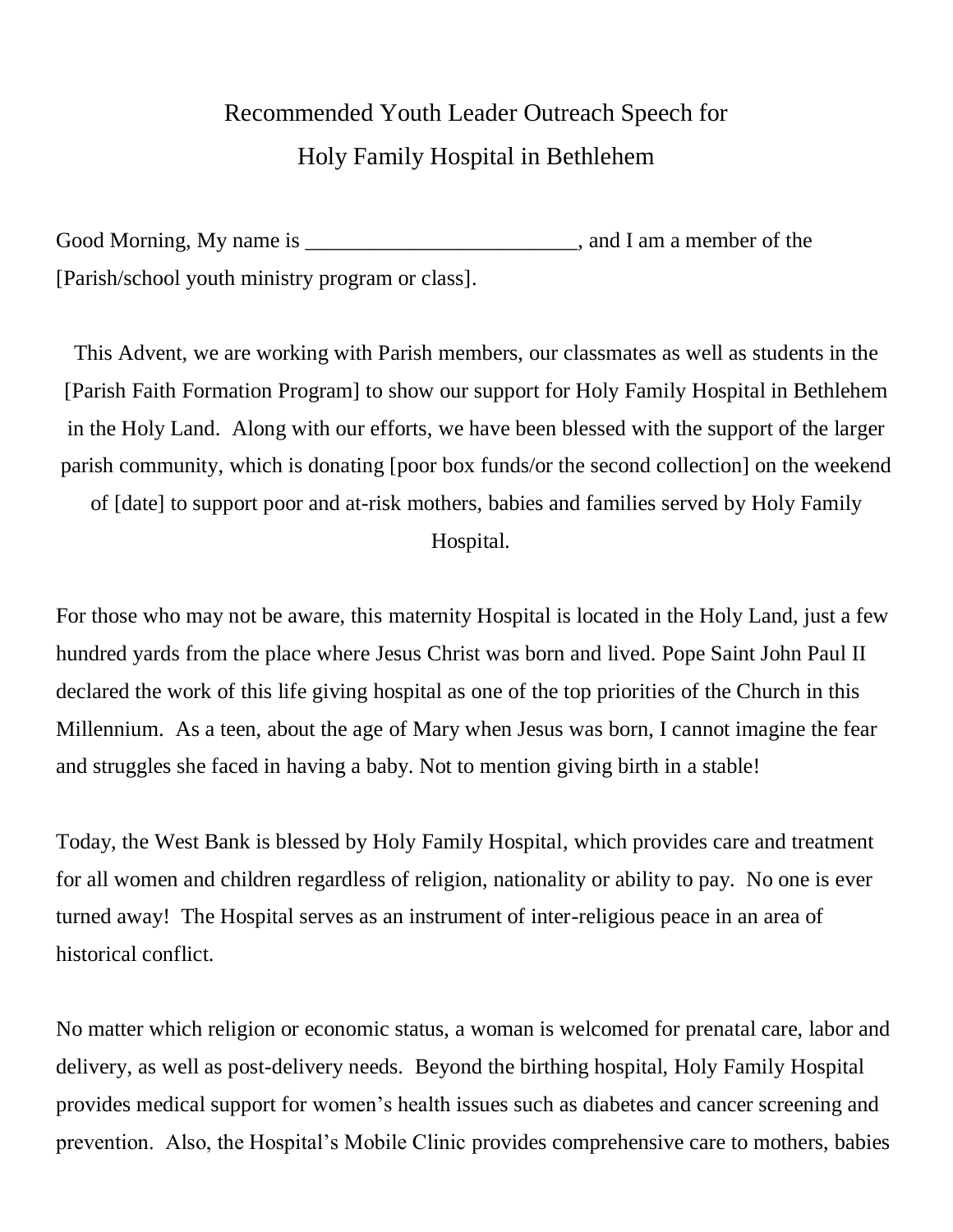# Recommended Youth Leader Outreach Speech for Holy Family Hospital in Bethlehem

Good Morning, My name is _________________________, and I am a member of the [Parish/school youth ministry program or class].

This Advent, we are working with Parish members, our classmates as well as students in the [Parish Faith Formation Program] to show our support for Holy Family Hospital in Bethlehem in the Holy Land. Along with our efforts, we have been blessed with the support of the larger parish community, which is donating [poor box funds/or the second collection] on the weekend of [date] to support poor and at-risk mothers, babies and families served by Holy Family Hospital.

For those who may not be aware, this maternity Hospital is located in the Holy Land, just a few hundred yards from the place where Jesus Christ was born and lived. Pope Saint John Paul II declared the work of this life giving hospital as one of the top priorities of the Church in this Millennium. As a teen, about the age of Mary when Jesus was born, I cannot imagine the fear and struggles she faced in having a baby. Not to mention giving birth in a stable!

Today, the West Bank is blessed by Holy Family Hospital, which provides care and treatment for all women and children regardless of religion, nationality or ability to pay. No one is ever turned away! The Hospital serves as an instrument of inter-religious peace in an area of historical conflict.

No matter which religion or economic status, a woman is welcomed for prenatal care, labor and delivery, as well as post-delivery needs. Beyond the birthing hospital, Holy Family Hospital provides medical support for women's health issues such as diabetes and cancer screening and prevention. Also, the Hospital's Mobile Clinic provides comprehensive care to mothers, babies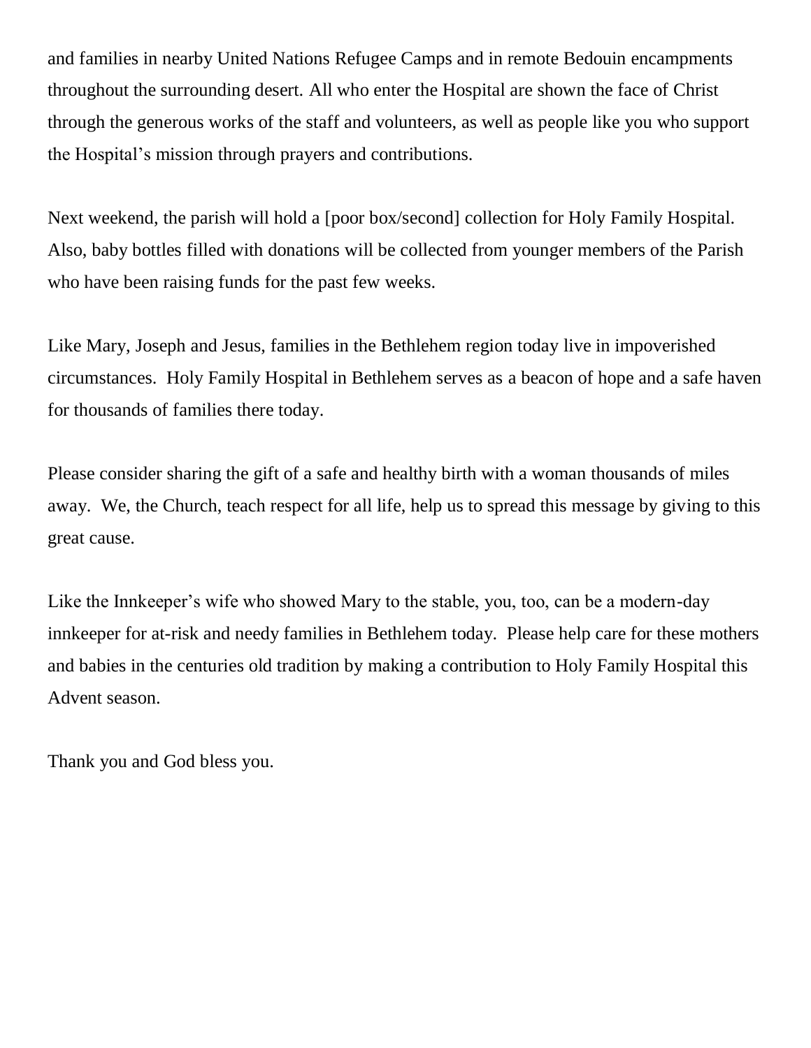and families in nearby United Nations Refugee Camps and in remote Bedouin encampments throughout the surrounding desert. All who enter the Hospital are shown the face of Christ through the generous works of the staff and volunteers, as well as people like you who support the Hospital's mission through prayers and contributions.

Next weekend, the parish will hold a [poor box/second] collection for Holy Family Hospital. Also, baby bottles filled with donations will be collected from younger members of the Parish who have been raising funds for the past few weeks.

Like Mary, Joseph and Jesus, families in the Bethlehem region today live in impoverished circumstances. Holy Family Hospital in Bethlehem serves as a beacon of hope and a safe haven for thousands of families there today.

Please consider sharing the gift of a safe and healthy birth with a woman thousands of miles away. We, the Church, teach respect for all life, help us to spread this message by giving to this great cause.

Like the Innkeeper's wife who showed Mary to the stable, you, too, can be a modern-day innkeeper for at-risk and needy families in Bethlehem today. Please help care for these mothers and babies in the centuries old tradition by making a contribution to Holy Family Hospital this Advent season.

Thank you and God bless you.